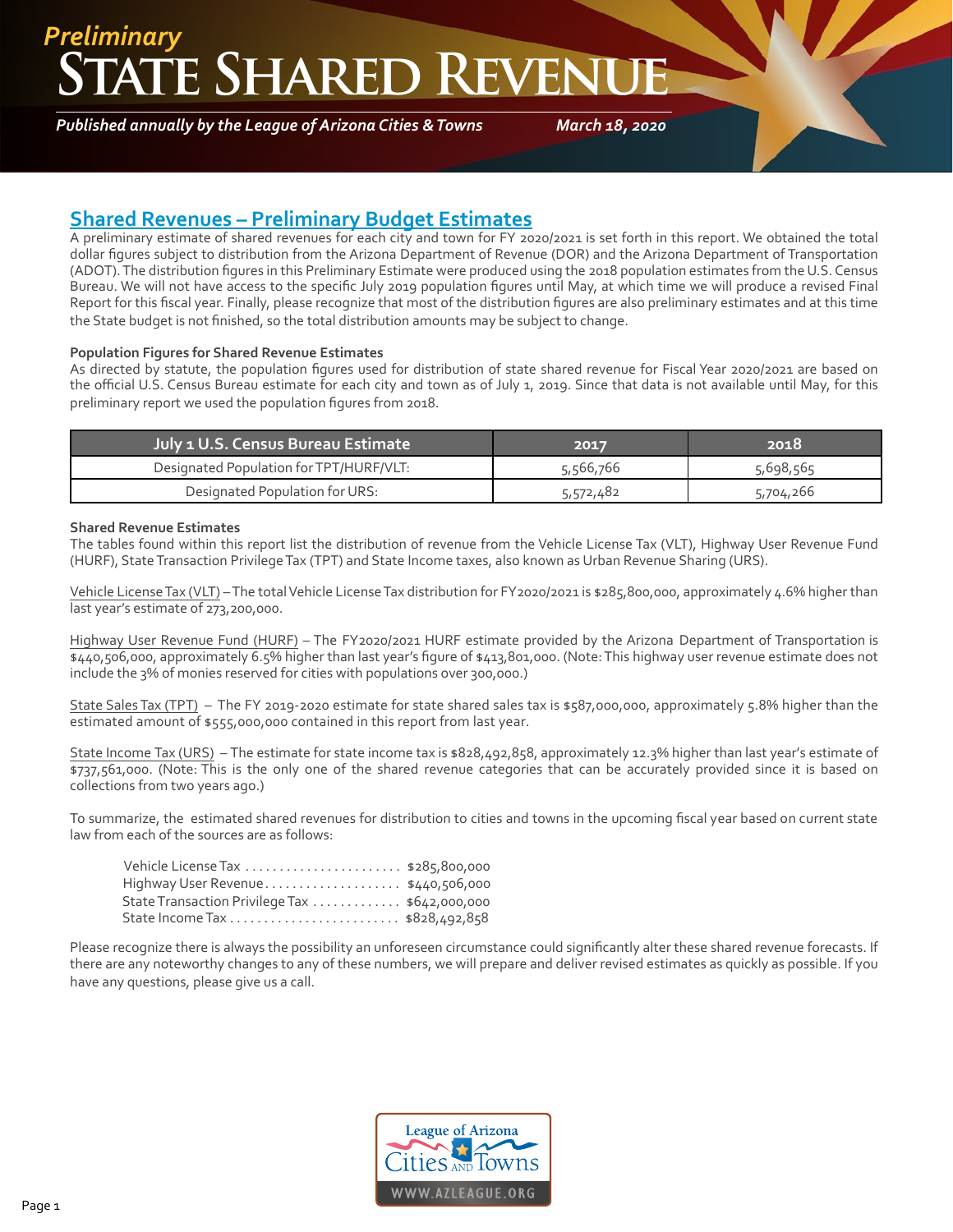*Preliminary*

# State Shared Revenue

***Published annually by the League of Arizona Cities & Towns*** ***March 18, 2020***

## Shared Revenues – Preliminary Budget Estimates

A preliminary estimate of shared revenues for each city and town for FY 2020/2021 is set forth in this report. We obtained the total dollar figures subject to distribution from the Arizona Department of Revenue (DOR) and the Arizona Department of Transportation (ADOT). The distribution figures in this Preliminary Estimate were produced using the 2018 population estimates from the U.S. Census Bureau. We will not have access to the specific July 2019 population figures until May, at which time we will produce a revised Final Report for this fiscal year. Finally, please recognize that most of the distribution figures are also preliminary estimates and at this time the State budget is not finished, so the total distribution amounts may be subject to change.

**Population Figures for Shared Revenue Estimates**

As directed by statute, the population figures used for distribution of state shared revenue for Fiscal Year 2020/2021 are based on the official U.S. Census Bureau estimate for each city and town as of July 1, 2019. Since that data is not available until May, for this preliminary report we used the population figures from 2018.

| July 1 U.S. Census Bureau Estimate | 2017 | 2018 |
|---|---|---|
| Designated Population for TPT/HURF/VLT: | 5,566,766 | 5,698,565 |
| Designated Population for URS: | 5,572,482 | 5,704,266 |

**Shared Revenue Estimates**

The tables found within this report list the distribution of revenue from the Vehicle License Tax (VLT), Highway User Revenue Fund (HURF), State Transaction Privilege Tax (TPT) and State Income taxes, also known as Urban Revenue Sharing (URS).

Vehicle License Tax (VLT) – The total Vehicle License Tax distribution for FY2020/2021 is $285,800,000, approximately 4.6% higher than last year's estimate of 273,200,000.

Highway User Revenue Fund (HURF) – The FY2020/2021 HURF estimate provided by the Arizona Department of Transportation is $440,506,000, approximately 6.5% higher than last year's figure of $413,801,000. (Note: This highway user revenue estimate does not include the 3% of monies reserved for cities with populations over 300,000.)

State Sales Tax (TPT) – The FY 2019-2020 estimate for state shared sales tax is $587,000,000, approximately 5.8% higher than the estimated amount of $555,000,000 contained in this report from last year.

State Income Tax (URS) – The estimate for state income tax is $828,492,858, approximately 12.3% higher than last year's estimate of $737,561,000. (Note: This is the only one of the shared revenue categories that can be accurately provided since it is based on collections from two years ago.)

To summarize, the estimated shared revenues for distribution to cities and towns in the upcoming fiscal year based on current state law from each of the sources are as follows:

Vehicle License Tax ....................... $285,800,000
Highway User Revenue.................... $440,506,000
State Transaction Privilege Tax ............. $642,000,000
State Income Tax ......................... $828,492,858

Please recognize there is always the possibility an unforeseen circumstance could significantly alter these shared revenue forecasts. If there are any noteworthy changes to any of these numbers, we will prepare and deliver revised estimates as quickly as possible. If you have any questions, please give us a call.

League of Arizona Cities AND Towns
WWW.AZLEAGUE.ORG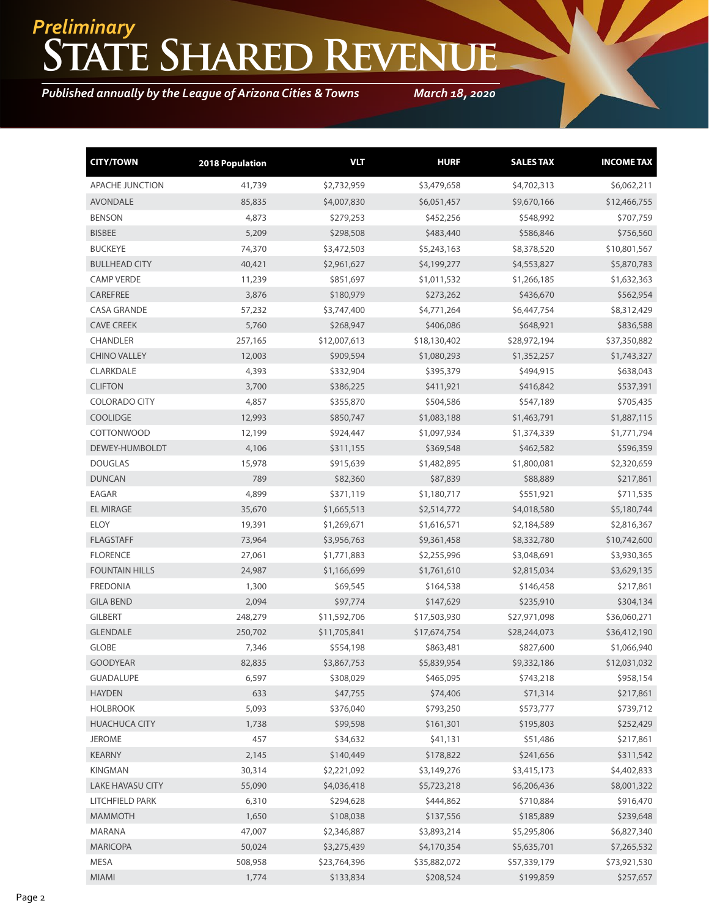*Preliminary*

# State Shared Revenue

***Published annually by the League of Arizona Cities & Towns*** ***March 18, 2020***

| CITY/TOWN | 2018 Population | VLT | HURF | SALES TAX | INCOME TAX |
|---|---|---|---|---|---|
| APACHE JUNCTION | 41,739 | $2,732,959 | $3,479,658 | $4,702,313 | $6,062,211 |
| AVONDALE | 85,835 | $4,007,830 | $6,051,457 | $9,670,166 | $12,466,755 |
| BENSON | 4,873 | $279,253 | $452,256 | $548,992 | $707,759 |
| BISBEE | 5,209 | $298,508 | $483,440 | $586,846 | $756,560 |
| BUCKEYE | 74,370 | $3,472,503 | $5,243,163 | $8,378,520 | $10,801,567 |
| BULLHEAD CITY | 40,421 | $2,961,627 | $4,199,277 | $4,553,827 | $5,870,783 |
| CAMP VERDE | 11,239 | $851,697 | $1,011,532 | $1,266,185 | $1,632,363 |
| CAREFREE | 3,876 | $180,979 | $273,262 | $436,670 | $562,954 |
| CASA GRANDE | 57,232 | $3,747,400 | $4,771,264 | $6,447,754 | $8,312,429 |
| CAVE CREEK | 5,760 | $268,947 | $406,086 | $648,921 | $836,588 |
| CHANDLER | 257,165 | $12,007,613 | $18,130,402 | $28,972,194 | $37,350,882 |
| CHINO VALLEY | 12,003 | $909,594 | $1,080,293 | $1,352,257 | $1,743,327 |
| CLARKDALE | 4,393 | $332,904 | $395,379 | $494,915 | $638,043 |
| CLIFTON | 3,700 | $386,225 | $411,921 | $416,842 | $537,391 |
| COLORADO CITY | 4,857 | $355,870 | $504,586 | $547,189 | $705,435 |
| COOLIDGE | 12,993 | $850,747 | $1,083,188 | $1,463,791 | $1,887,115 |
| COTTONWOOD | 12,199 | $924,447 | $1,097,934 | $1,374,339 | $1,771,794 |
| DEWEY-HUMBOLDT | 4,106 | $311,155 | $369,548 | $462,582 | $596,359 |
| DOUGLAS | 15,978 | $915,639 | $1,482,895 | $1,800,081 | $2,320,659 |
| DUNCAN | 789 | $82,360 | $87,839 | $88,889 | $217,861 |
| EAGAR | 4,899 | $371,119 | $1,180,717 | $551,921 | $711,535 |
| EL MIRAGE | 35,670 | $1,665,513 | $2,514,772 | $4,018,580 | $5,180,744 |
| ELOY | 19,391 | $1,269,671 | $1,616,571 | $2,184,589 | $2,816,367 |
| FLAGSTAFF | 73,964 | $3,956,763 | $9,361,458 | $8,332,780 | $10,742,600 |
| FLORENCE | 27,061 | $1,771,883 | $2,255,996 | $3,048,691 | $3,930,365 |
| FOUNTAIN HILLS | 24,987 | $1,166,699 | $1,761,610 | $2,815,034 | $3,629,135 |
| FREDONIA | 1,300 | $69,545 | $164,538 | $146,458 | $217,861 |
| GILA BEND | 2,094 | $97,774 | $147,629 | $235,910 | $304,134 |
| GILBERT | 248,279 | $11,592,706 | $17,503,930 | $27,971,098 | $36,060,271 |
| GLENDALE | 250,702 | $11,705,841 | $17,674,754 | $28,244,073 | $36,412,190 |
| GLOBE | 7,346 | $554,198 | $863,481 | $827,600 | $1,066,940 |
| GOODYEAR | 82,835 | $3,867,753 | $5,839,954 | $9,332,186 | $12,031,032 |
| GUADALUPE | 6,597 | $308,029 | $465,095 | $743,218 | $958,154 |
| HAYDEN | 633 | $47,755 | $74,406 | $71,314 | $217,861 |
| HOLBROOK | 5,093 | $376,040 | $793,250 | $573,777 | $739,712 |
| HUACHUCA CITY | 1,738 | $99,598 | $161,301 | $195,803 | $252,429 |
| JEROME | 457 | $34,632 | $41,131 | $51,486 | $217,861 |
| KEARNY | 2,145 | $140,449 | $178,822 | $241,656 | $311,542 |
| KINGMAN | 30,314 | $2,221,092 | $3,149,276 | $3,415,173 | $4,402,833 |
| LAKE HAVASU CITY | 55,090 | $4,036,418 | $5,723,218 | $6,206,436 | $8,001,322 |
| LITCHFIELD PARK | 6,310 | $294,628 | $444,862 | $710,884 | $916,470 |
| MAMMOTH | 1,650 | $108,038 | $137,556 | $185,889 | $239,648 |
| MARANA | 47,007 | $2,346,887 | $3,893,214 | $5,295,806 | $6,827,340 |
| MARICOPA | 50,024 | $3,275,439 | $4,170,354 | $5,635,701 | $7,265,532 |
| MESA | 508,958 | $23,764,396 | $35,882,072 | $57,339,179 | $73,921,530 |
| MIAMI | 1,774 | $133,834 | $208,524 | $199,859 | $257,657 |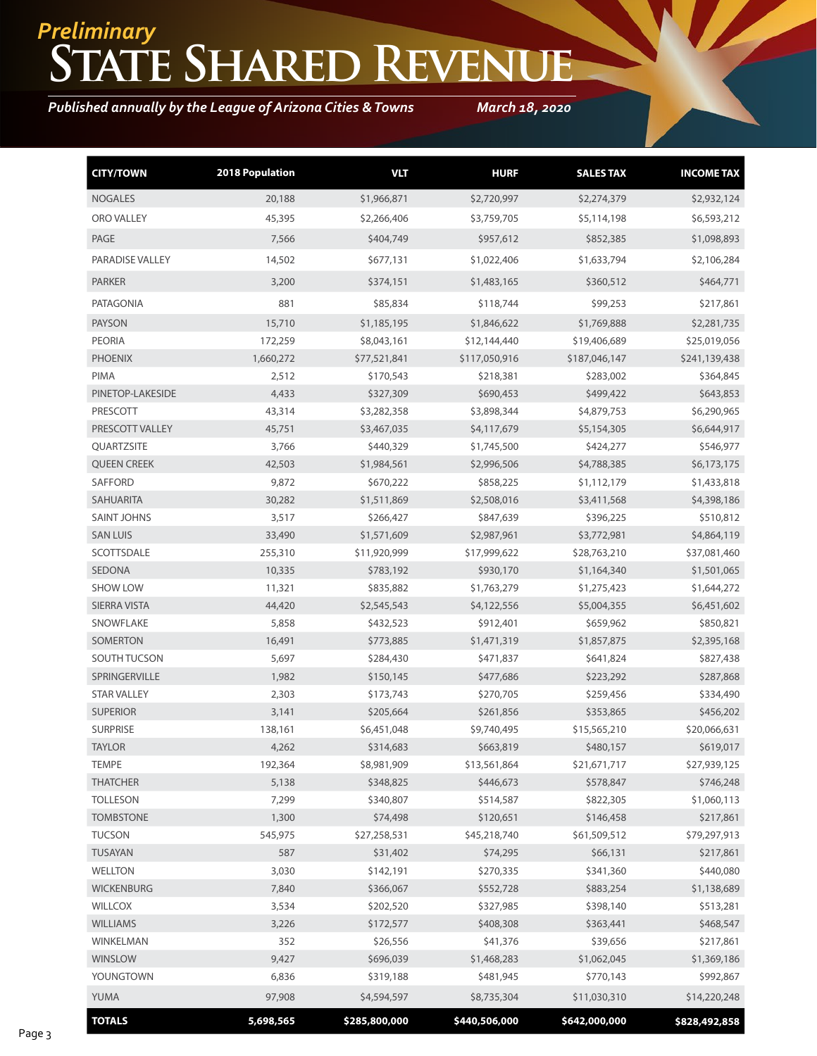*Preliminary*
# State Shared Revenue

***Published annually by the League of Arizona Cities & Towns*** ***March 18, 2020***

| CITY/TOWN | 2018 Population | VLT | HURF | SALES TAX | INCOME TAX |
|---|---|---|---|---|---|
| NOGALES | 20,188 | $1,966,871 | $2,720,997 | $2,274,379 | $2,932,124 |
| ORO VALLEY | 45,395 | $2,266,406 | $3,759,705 | $5,114,198 | $6,593,212 |
| PAGE | 7,566 | $404,749 | $957,612 | $852,385 | $1,098,893 |
| PARADISE VALLEY | 14,502 | $677,131 | $1,022,406 | $1,633,794 | $2,106,284 |
| PARKER | 3,200 | $374,151 | $1,483,165 | $360,512 | $464,771 |
| PATAGONIA | 881 | $85,834 | $118,744 | $99,253 | $217,861 |
| PAYSON | 15,710 | $1,185,195 | $1,846,622 | $1,769,888 | $2,281,735 |
| PEORIA | 172,259 | $8,043,161 | $12,144,440 | $19,406,689 | $25,019,056 |
| PHOENIX | 1,660,272 | $77,521,841 | $117,050,916 | $187,046,147 | $241,139,438 |
| PIMA | 2,512 | $170,543 | $218,381 | $283,002 | $364,845 |
| PINETOP-LAKESIDE | 4,433 | $327,309 | $690,453 | $499,422 | $643,853 |
| PRESCOTT | 43,314 | $3,282,358 | $3,898,344 | $4,879,753 | $6,290,965 |
| PRESCOTT VALLEY | 45,751 | $3,467,035 | $4,117,679 | $5,154,305 | $6,644,917 |
| QUARTZSITE | 3,766 | $440,329 | $1,745,500 | $424,277 | $546,977 |
| QUEEN CREEK | 42,503 | $1,984,561 | $2,996,506 | $4,788,385 | $6,173,175 |
| SAFFORD | 9,872 | $670,222 | $858,225 | $1,112,179 | $1,433,818 |
| SAHUARITA | 30,282 | $1,511,869 | $2,508,016 | $3,411,568 | $4,398,186 |
| SAINT JOHNS | 3,517 | $266,427 | $847,639 | $396,225 | $510,812 |
| SAN LUIS | 33,490 | $1,571,609 | $2,987,961 | $3,772,981 | $4,864,119 |
| SCOTTSDALE | 255,310 | $11,920,999 | $17,999,622 | $28,763,210 | $37,081,460 |
| SEDONA | 10,335 | $783,192 | $930,170 | $1,164,340 | $1,501,065 |
| SHOW LOW | 11,321 | $835,882 | $1,763,279 | $1,275,423 | $1,644,272 |
| SIERRA VISTA | 44,420 | $2,545,543 | $4,122,556 | $5,004,355 | $6,451,602 |
| SNOWFLAKE | 5,858 | $432,523 | $912,401 | $659,962 | $850,821 |
| SOMERTON | 16,491 | $773,885 | $1,471,319 | $1,857,875 | $2,395,168 |
| SOUTH TUCSON | 5,697 | $284,430 | $471,837 | $641,824 | $827,438 |
| SPRINGERVILLE | 1,982 | $150,145 | $477,686 | $223,292 | $287,868 |
| STAR VALLEY | 2,303 | $173,743 | $270,705 | $259,456 | $334,490 |
| SUPERIOR | 3,141 | $205,664 | $261,856 | $353,865 | $456,202 |
| SURPRISE | 138,161 | $6,451,048 | $9,740,495 | $15,565,210 | $20,066,631 |
| TAYLOR | 4,262 | $314,683 | $663,819 | $480,157 | $619,017 |
| TEMPE | 192,364 | $8,981,909 | $13,561,864 | $21,671,717 | $27,939,125 |
| THATCHER | 5,138 | $348,825 | $446,673 | $578,847 | $746,248 |
| TOLLESON | 7,299 | $340,807 | $514,587 | $822,305 | $1,060,113 |
| TOMBSTONE | 1,300 | $74,498 | $120,651 | $146,458 | $217,861 |
| TUCSON | 545,975 | $27,258,531 | $45,218,740 | $61,509,512 | $79,297,913 |
| TUSAYAN | 587 | $31,402 | $74,295 | $66,131 | $217,861 |
| WELLTON | 3,030 | $142,191 | $270,335 | $341,360 | $440,080 |
| WICKENBURG | 7,840 | $366,067 | $552,728 | $883,254 | $1,138,689 |
| WILLCOX | 3,534 | $202,520 | $327,985 | $398,140 | $513,281 |
| WILLIAMS | 3,226 | $172,577 | $408,308 | $363,441 | $468,547 |
| WINKELMAN | 352 | $26,556 | $41,376 | $39,656 | $217,861 |
| WINSLOW | 9,427 | $696,039 | $1,468,283 | $1,062,045 | $1,369,186 |
| YOUNGTOWN | 6,836 | $319,188 | $481,945 | $770,143 | $992,867 |
| YUMA | 97,908 | $4,594,597 | $8,735,304 | $11,030,310 | $14,220,248 |
| **TOTALS** | **5,698,565** | **$285,800,000** | **$440,506,000** | **$642,000,000** | **$828,492,858** |